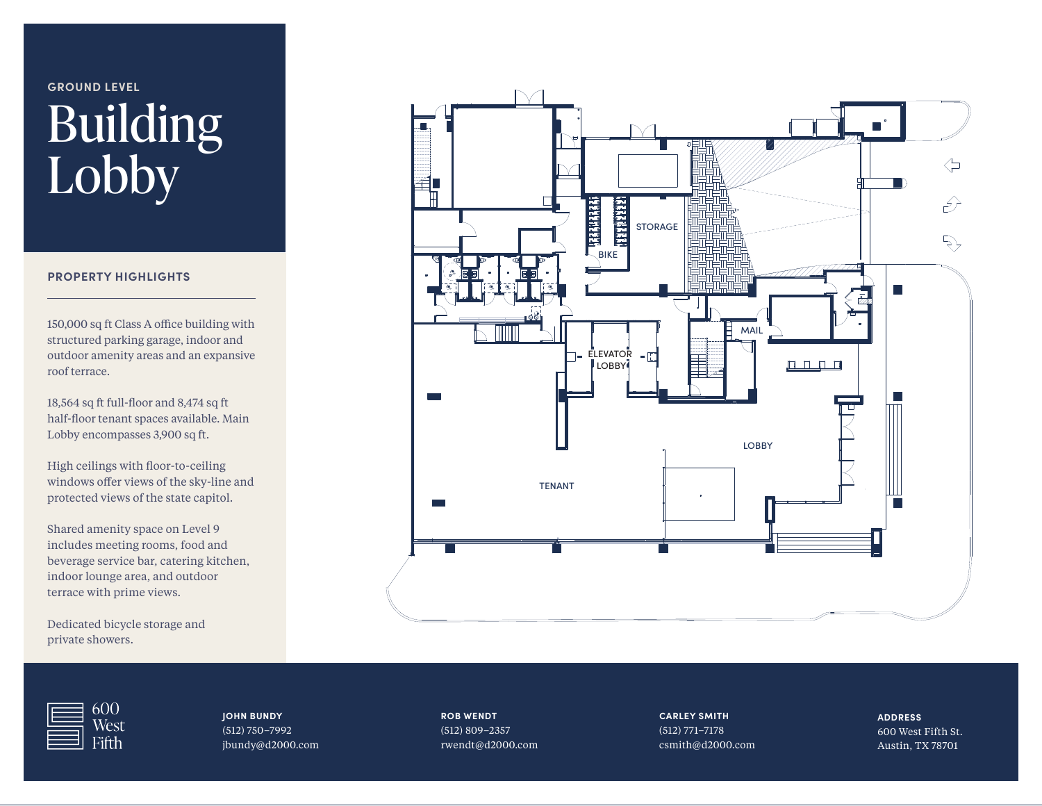GROUND LEVEL

# Building Lobby

## PROPERTY HIGHLIGHTS

150,000 sq ft Class A office building with structured parking garage, indoor and outdoor amenity areas and an expansive roof terrace.

18,564 sq ft full-floor and 8,474 sq ft half-floor tenant spaces available. Main Lobby encompasses 3,900 sq ft.

High ceilings with floor-to-ceiling windows offer views of the sky-line and protected views of the state capitol.

Shared amenity space on Level 9 includes meeting rooms, food and beverage service bar, catering kitchen, indoor lounge area, and outdoor terrace with prime views.

Dedicated bicycle storage and private showers.

STORAGE

BIKE

ELEVATOR LOBBY

MAIL

LOBBY

TENANT

600 West Fifth

**JOHN BUNDY**
(512) 750–7992
jbundy@d2000.com

**ROB WENDT**
(512) 809–2357
rwendt@d2000.com

**CARLEY SMITH**
(512) 771–7178
csmith@d2000.com

**ADDRESS**
600 West Fifth St.
Austin, TX 78701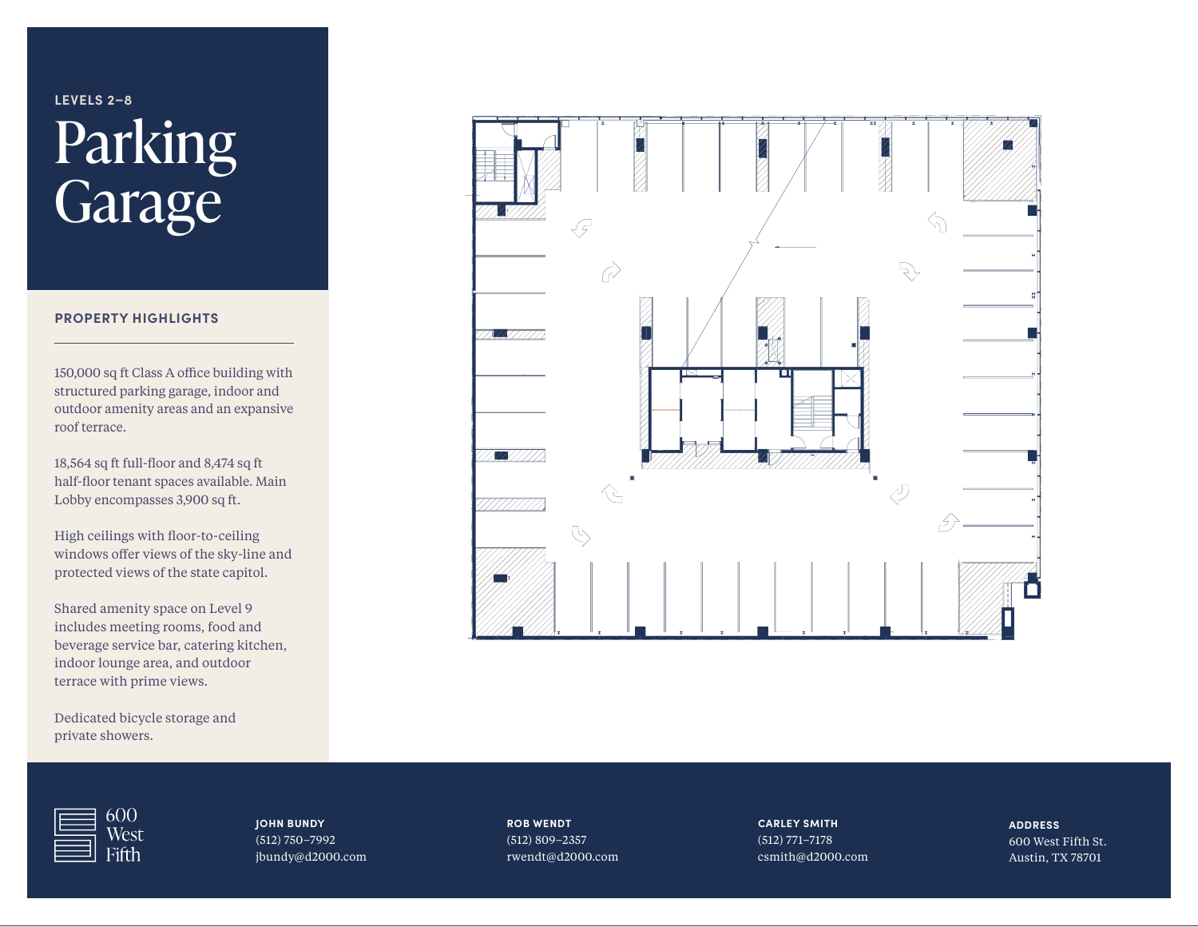LEVELS 2–8

# Parking Garage

## PROPERTY HIGHLIGHTS

150,000 sq ft Class A office building with structured parking garage, indoor and outdoor amenity areas and an expansive roof terrace.

18,564 sq ft full-floor and 8,474 sq ft half-floor tenant spaces available. Main Lobby encompasses 3,900 sq ft.

High ceilings with floor-to-ceiling windows offer views of the sky-line and protected views of the state capitol.

Shared amenity space on Level 9 includes meeting rooms, food and beverage service bar, catering kitchen, indoor lounge area, and outdoor terrace with prime views.

Dedicated bicycle storage and private showers.

600 West Fifth

**JOHN BUNDY**
(512) 750–7992
jbundy@d2000.com

**ROB WENDT**
(512) 809–2357
rwendt@d2000.com

**CARLEY SMITH**
(512) 771–7178
csmith@d2000.com

**ADDRESS**
600 West Fifth St.
Austin, TX 78701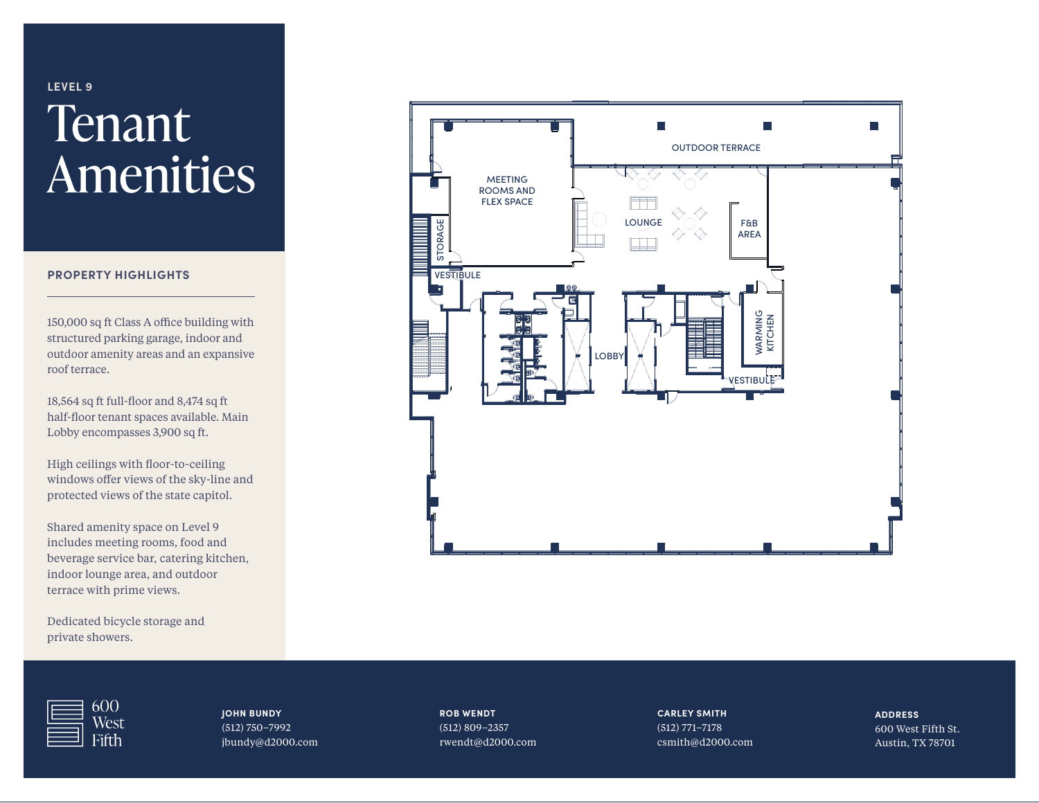LEVEL 9

# Tenant Amenities

## PROPERTY HIGHLIGHTS

150,000 sq ft Class A office building with structured parking garage, indoor and outdoor amenity areas and an expansive roof terrace.

18,564 sq ft full-floor and 8,474 sq ft half-floor tenant spaces available. Main Lobby encompasses 3,900 sq ft.

High ceilings with floor-to-ceiling windows offer views of the sky-line and protected views of the state capitol.

Shared amenity space on Level 9 includes meeting rooms, food and beverage service bar, catering kitchen, indoor lounge area, and outdoor terrace with prime views.

Dedicated bicycle storage and private showers.

OUTDOOR TERRACE

MEETING ROOMS AND FLEX SPACE

LOUNGE

F&B AREA

STORAGE

VESTIBULE

LOBBY

WARMING KITCHEN

VESTIBULE

600 West Fifth

**JOHN BUNDY**
(512) 750–7992
jbundy@d2000.com

**ROB WENDT**
(512) 809–2357
rwendt@d2000.com

**CARLEY SMITH**
(512) 771–7178
csmith@d2000.com

**ADDRESS**
600 West Fifth St.
Austin, TX 78701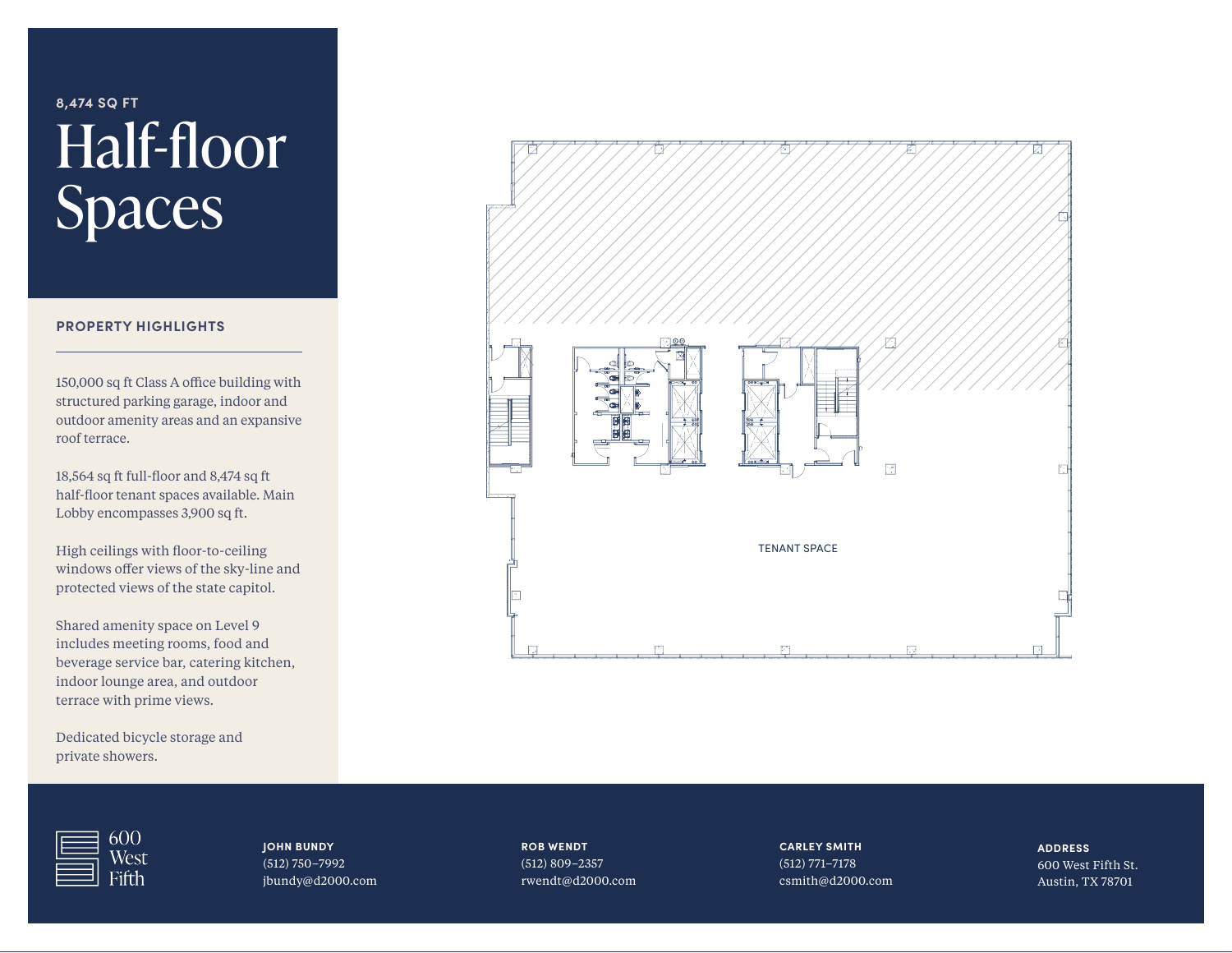8,474 SQ FT

# Half-floor Spaces

## PROPERTY HIGHLIGHTS

150,000 sq ft Class A office building with structured parking garage, indoor and outdoor amenity areas and an expansive roof terrace.

18,564 sq ft full-floor and 8,474 sq ft half-floor tenant spaces available. Main Lobby encompasses 3,900 sq ft.

High ceilings with floor-to-ceiling windows offer views of the sky-line and protected views of the state capitol.

Shared amenity space on Level 9 includes meeting rooms, food and beverage service bar, catering kitchen, indoor lounge area, and outdoor terrace with prime views.

Dedicated bicycle storage and private showers.

TENANT SPACE

600 West Fifth

**JOHN BUNDY**
(512) 750–7992
jbundy@d2000.com

**ROB WENDT**
(512) 809–2357
rwendt@d2000.com

**CARLEY SMITH**
(512) 771–7178
csmith@d2000.com

**ADDRESS**
600 West Fifth St.
Austin, TX 78701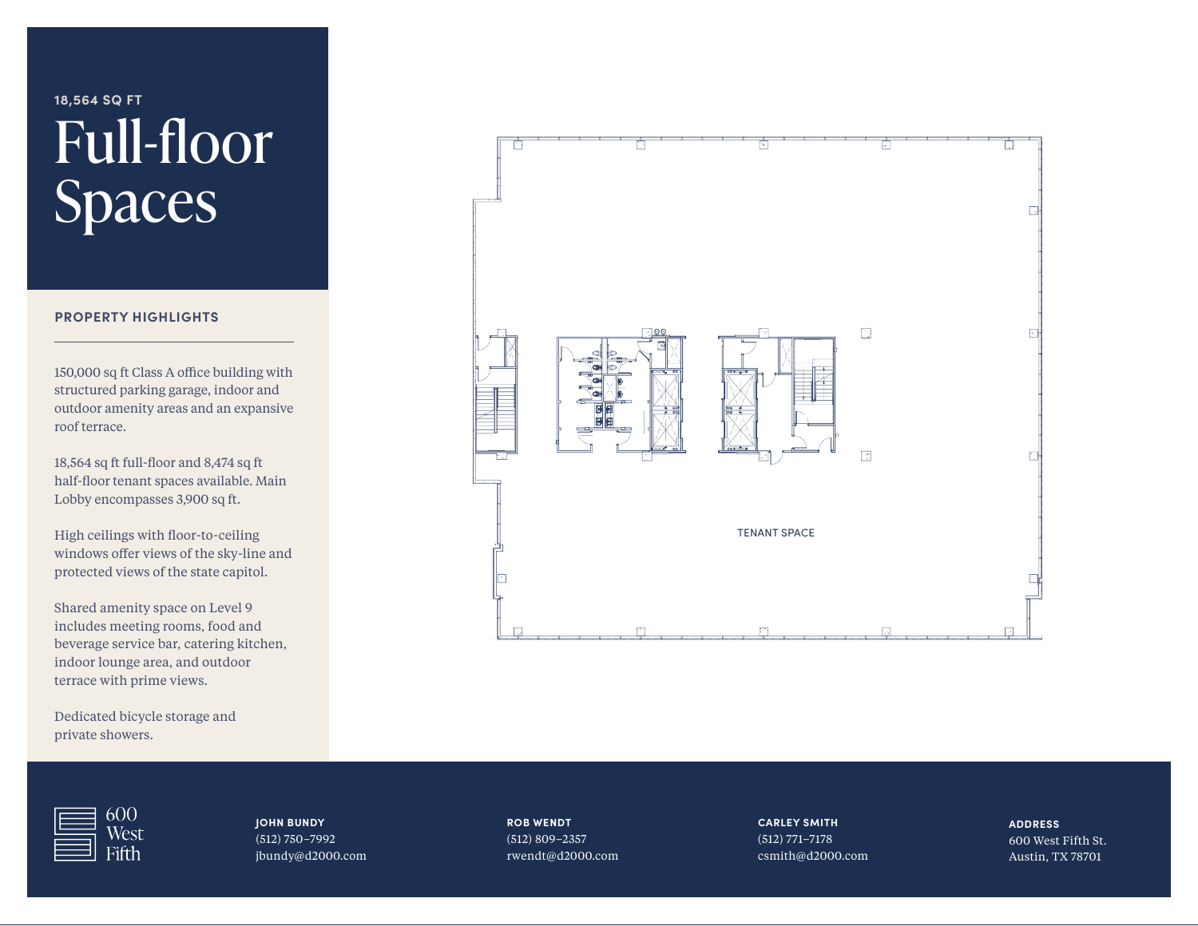18,564 SQ FT

# Full-floor Spaces

## PROPERTY HIGHLIGHTS

150,000 sq ft Class A office building with structured parking garage, indoor and outdoor amenity areas and an expansive roof terrace.

18,564 sq ft full-floor and 8,474 sq ft half-floor tenant spaces available. Main Lobby encompasses 3,900 sq ft.

High ceilings with floor-to-ceiling windows offer views of the sky-line and protected views of the state capitol.

Shared amenity space on Level 9 includes meeting rooms, food and beverage service bar, catering kitchen, indoor lounge area, and outdoor terrace with prime views.

Dedicated bicycle storage and private showers.

TENANT SPACE

600 West Fifth

**JOHN BUNDY**
(512) 750–7992
jbundy@d2000.com

**ROB WENDT**
(512) 809–2357
rwendt@d2000.com

**CARLEY SMITH**
(512) 771–7178
csmith@d2000.com

**ADDRESS**
600 West Fifth St.
Austin, TX 78701